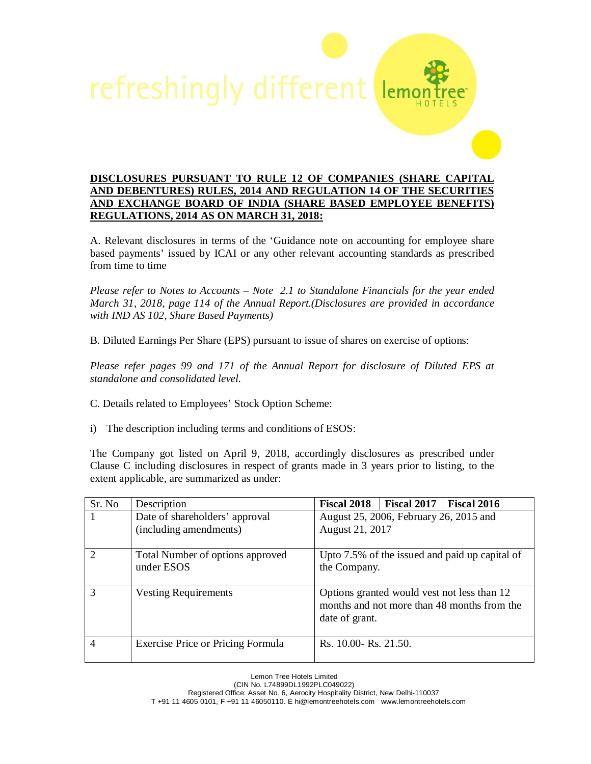refreshingly different

## DISCLOSURES PURSUANT TO RULE 12 OF COMPANIES (SHARE CAPITAL AND DEBENTURES) RULES, 2014 AND REGULATION 14 OF THE SECURITIES AND EXCHANGE BOARD OF INDIA (SHARE BASED EMPLOYEE BENEFITS) REGULATIONS, 2014 AS ON MARCH 31, 2018:

A. Relevant disclosures in terms of the 'Guidance note on accounting for employee share based payments' issued by ICAI or any other relevant accounting standards as prescribed from time to time

*Please refer to Notes to Accounts – Note 2.1 to Standalone Financials for the year ended March 31, 2018, page 114 of the Annual Report.(Disclosures are provided in accordance with IND AS 102, Share Based Payments)*

B. Diluted Earnings Per Share (EPS) pursuant to issue of shares on exercise of options:

*Please refer pages 99 and 171 of the Annual Report for disclosure of Diluted EPS at standalone and consolidated level.*

C. Details related to Employees' Stock Option Scheme:

i) The description including terms and conditions of ESOS:

The Company got listed on April 9, 2018, accordingly disclosures as prescribed under Clause C including disclosures in respect of grants made in 3 years prior to listing, to the extent applicable, are summarized as under:

| Sr. No | Description | **Fiscal 2018** | **Fiscal 2017** | **Fiscal 2016** |
|---|---|---|---|---|
| 1 | Date of shareholders' approval (including amendments) | August 25, 2006, February 26, 2015 and August 21, 2017 | | |
| 2 | Total Number of options approved under ESOS | Upto 7.5% of the issued and paid up capital of the Company. | | |
| 3 | Vesting Requirements | Options granted would vest not less than 12 months and not more than 48 months from the date of grant. | | |
| 4 | Exercise Price or Pricing Formula | Rs. 10.00- Rs. 21.50. | | |

Lemon Tree Hotels Limited
(CIN No. L74899DL1992PLC049022)
Registered Office: Asset No. 6, Aerocity Hospitality District, New Delhi-110037
T +91 11 4605 0101, F +91 11 46050110. E hi@lemontreehotels.com www.lemontreehotels.com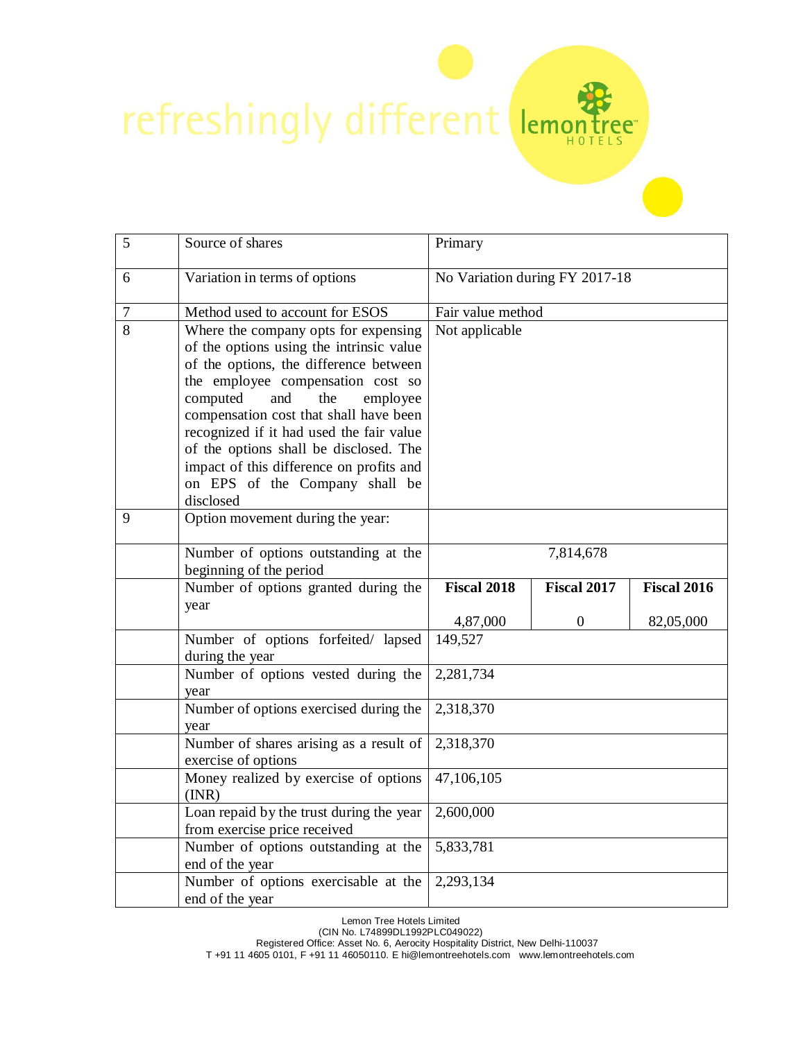| | | | | |
|---|---|---|---|---|
| 5 | Source of shares | Primary | | |
| 6 | Variation in terms of options | No Variation during FY 2017-18 | | |
| 7 | Method used to account for ESOS | Fair value method | | |
| 8 | Where the company opts for expensing of the options using the intrinsic value of the options, the difference between the employee compensation cost so computed and the employee compensation cost that shall have been recognized if it had used the fair value of the options shall be disclosed. The impact of this difference on profits and on EPS of the Company shall be disclosed | Not applicable | | |
| 9 | Option movement during the year: | | | |
| | Number of options outstanding at the beginning of the period | 7,814,678 | | |
| | Number of options granted during the year | **Fiscal 2018**<br>4,87,000 | **Fiscal 2017**<br>0 | **Fiscal 2016**<br>82,05,000 |
| | Number of options forfeited/ lapsed during the year | 149,527 | | |
| | Number of options vested during the year | 2,281,734 | | |
| | Number of options exercised during the year | 2,318,370 | | |
| | Number of shares arising as a result of exercise of options | 2,318,370 | | |
| | Money realized by exercise of options (INR) | 47,106,105 | | |
| | Loan repaid by the trust during the year from exercise price received | 2,600,000 | | |
| | Number of options outstanding at the end of the year | 5,833,781 | | |
| | Number of options exercisable at the end of the year | 2,293,134 | | |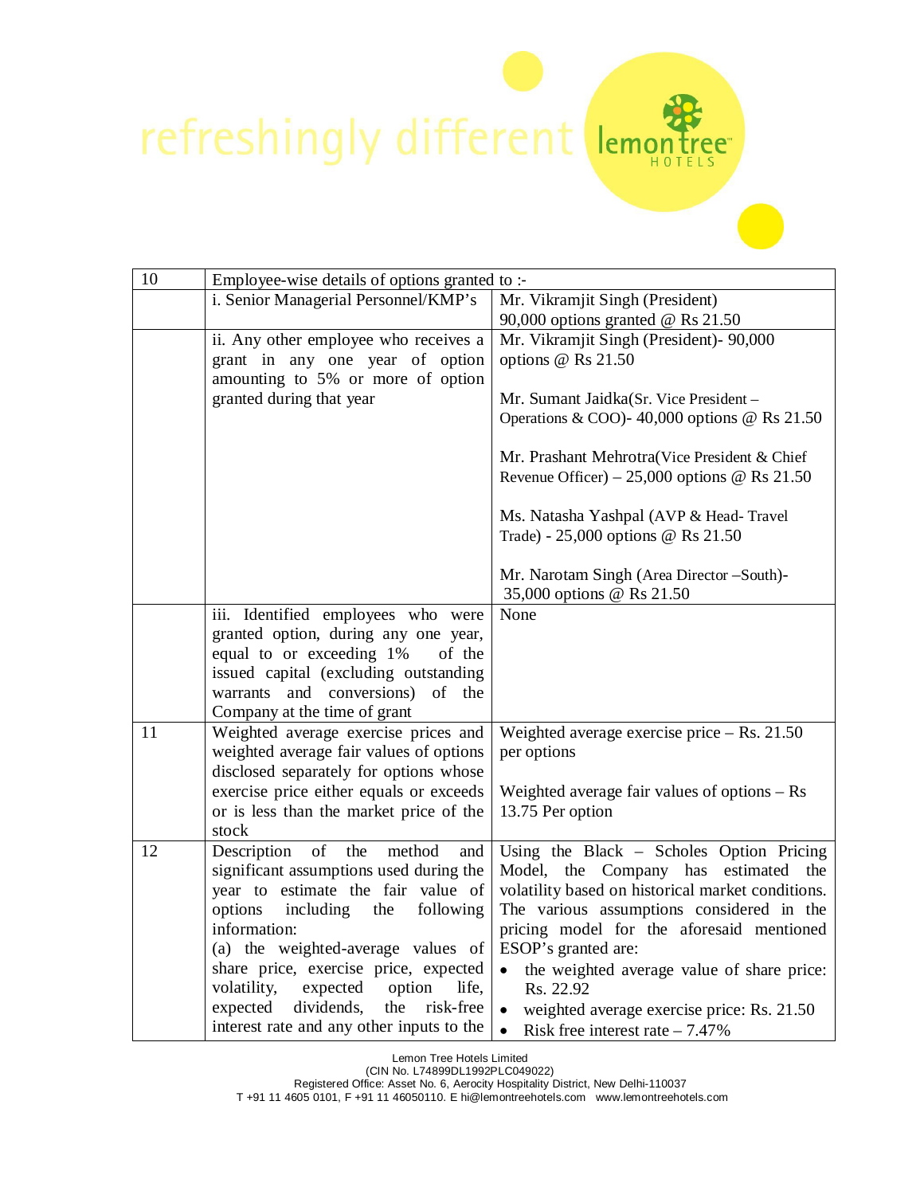| | | |
|---|---|---|
| 10 | Employee-wise details of options granted to :- | |
| | i. Senior Managerial Personnel/KMP's | Mr. Vikramjit Singh (President)<br>90,000 options granted @ Rs 21.50 |
| | ii. Any other employee who receives a grant in any one year of option amounting to 5% or more of option granted during that year | Mr. Vikramjit Singh (President)- 90,000 options @ Rs 21.50<br><br>Mr. Sumant Jaidka(Sr. Vice President – Operations & COO)- 40,000 options @ Rs 21.50<br><br>Mr. Prashant Mehrotra(Vice President & Chief Revenue Officer) – 25,000 options @ Rs 21.50<br><br>Ms. Natasha Yashpal (AVP & Head- Travel Trade) - 25,000 options @ Rs 21.50<br><br>Mr. Narotam Singh (Area Director –South)- 35,000 options @ Rs 21.50 |
| | iii. Identified employees who were granted option, during any one year, equal to or exceeding 1% of the issued capital (excluding outstanding warrants and conversions) of the Company at the time of grant | None |
| 11 | Weighted average exercise prices and weighted average fair values of options disclosed separately for options whose exercise price either equals or exceeds or is less than the market price of the stock | Weighted average exercise price – Rs. 21.50 per options<br><br>Weighted average fair values of options – Rs 13.75 Per option |
| 12 | Description of the method and significant assumptions used during the year to estimate the fair value of options including the following information:<br>(a) the weighted-average values of share price, exercise price, expected volatility, expected option life, expected dividends, the risk-free interest rate and any other inputs to the | Using the Black – Scholes Option Pricing Model, the Company has estimated the volatility based on historical market conditions. The various assumptions considered in the pricing model for the aforesaid mentioned ESOP's granted are:<br>• the weighted average value of share price: Rs. 22.92<br>• weighted average exercise price: Rs. 21.50<br>• Risk free interest rate – 7.47% |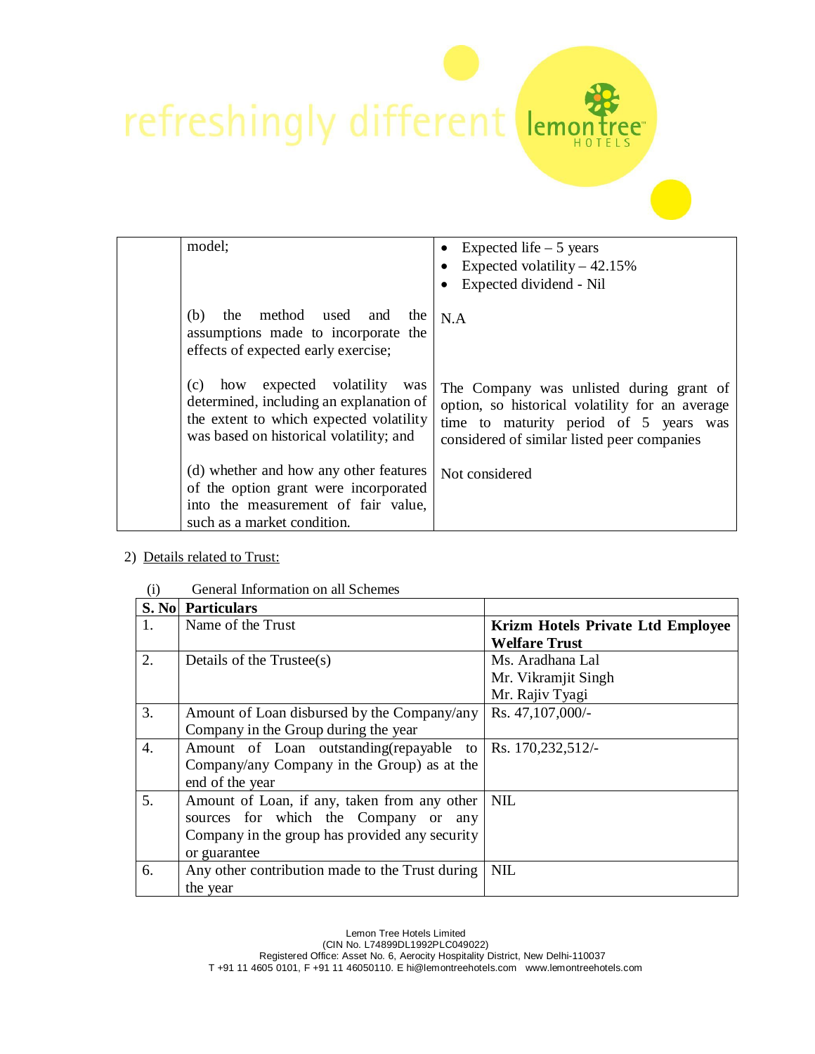| | | |
|---|---|---|
| | model; | • Expected life – 5 years<br>• Expected volatility – 42.15%<br>• Expected dividend - Nil |
| | (b) the method used and the assumptions made to incorporate the effects of expected early exercise; | N.A |
| | (c) how expected volatility was determined, including an explanation of the extent to which expected volatility was based on historical volatility; and | The Company was unlisted during grant of option, so historical volatility for an average time to maturity period of 5 years was considered of similar listed peer companies |
| | (d) whether and how any other features of the option grant were incorporated into the measurement of fair value, such as a market condition. | Not considered |

2) Details related to Trust:

(i) General Information on all Schemes

| S. No | Particulars | |
|---|---|---|
| 1. | Name of the Trust | **Krizm Hotels Private Ltd Employee Welfare Trust** |
| 2. | Details of the Trustee(s) | Ms. Aradhana Lal<br>Mr. Vikramjit Singh<br>Mr. Rajiv Tyagi |
| 3. | Amount of Loan disbursed by the Company/any Company in the Group during the year | Rs. 47,107,000/- |
| 4. | Amount of Loan outstanding(repayable to Company/any Company in the Group) as at the end of the year | Rs. 170,232,512/- |
| 5. | Amount of Loan, if any, taken from any other sources for which the Company or any Company in the group has provided any security or guarantee | NIL |
| 6. | Any other contribution made to the Trust during the year | NIL |